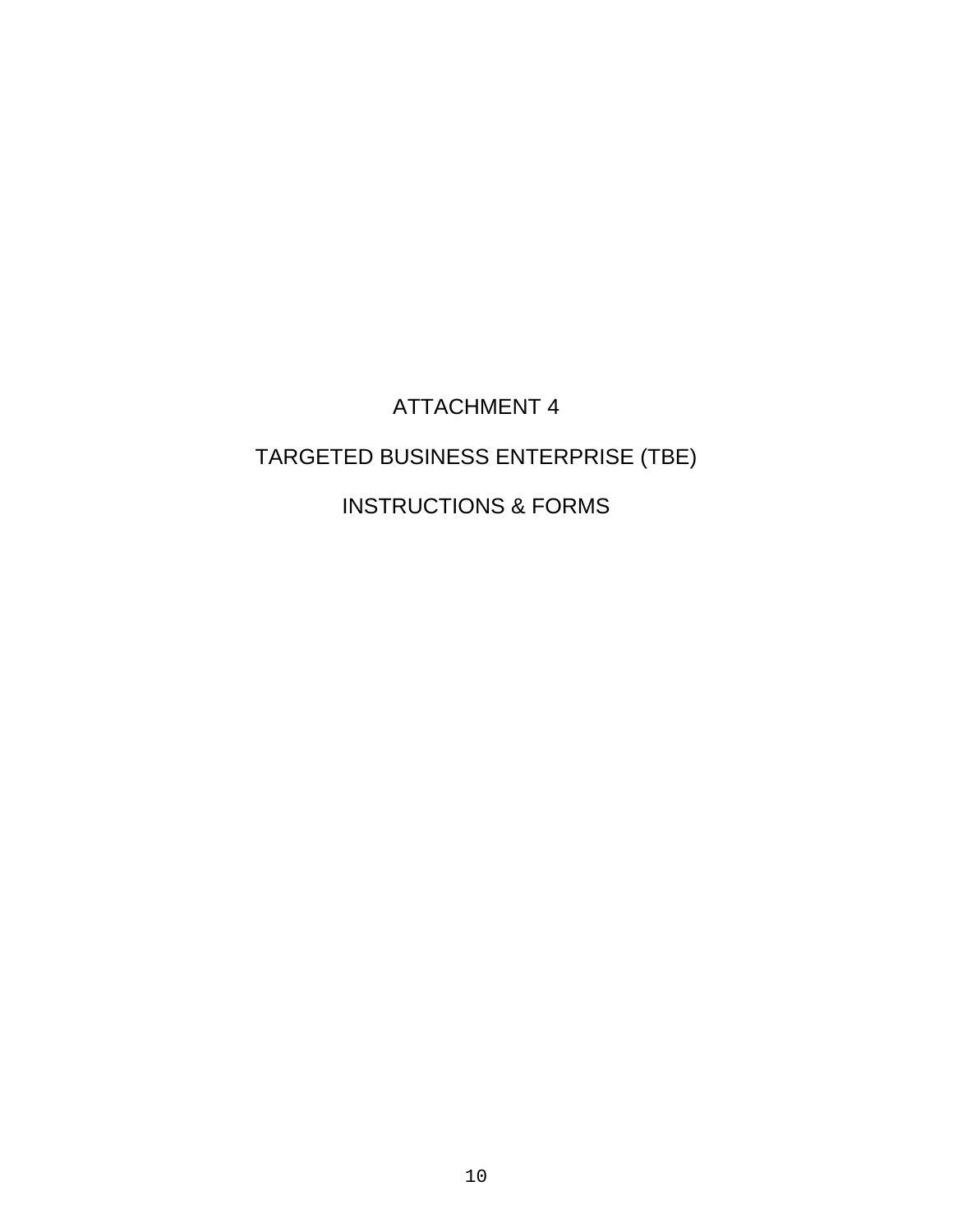# ATTACHMENT 4

# TARGETED BUSINESS ENTERPRISE (TBE)

# INSTRUCTIONS & FORMS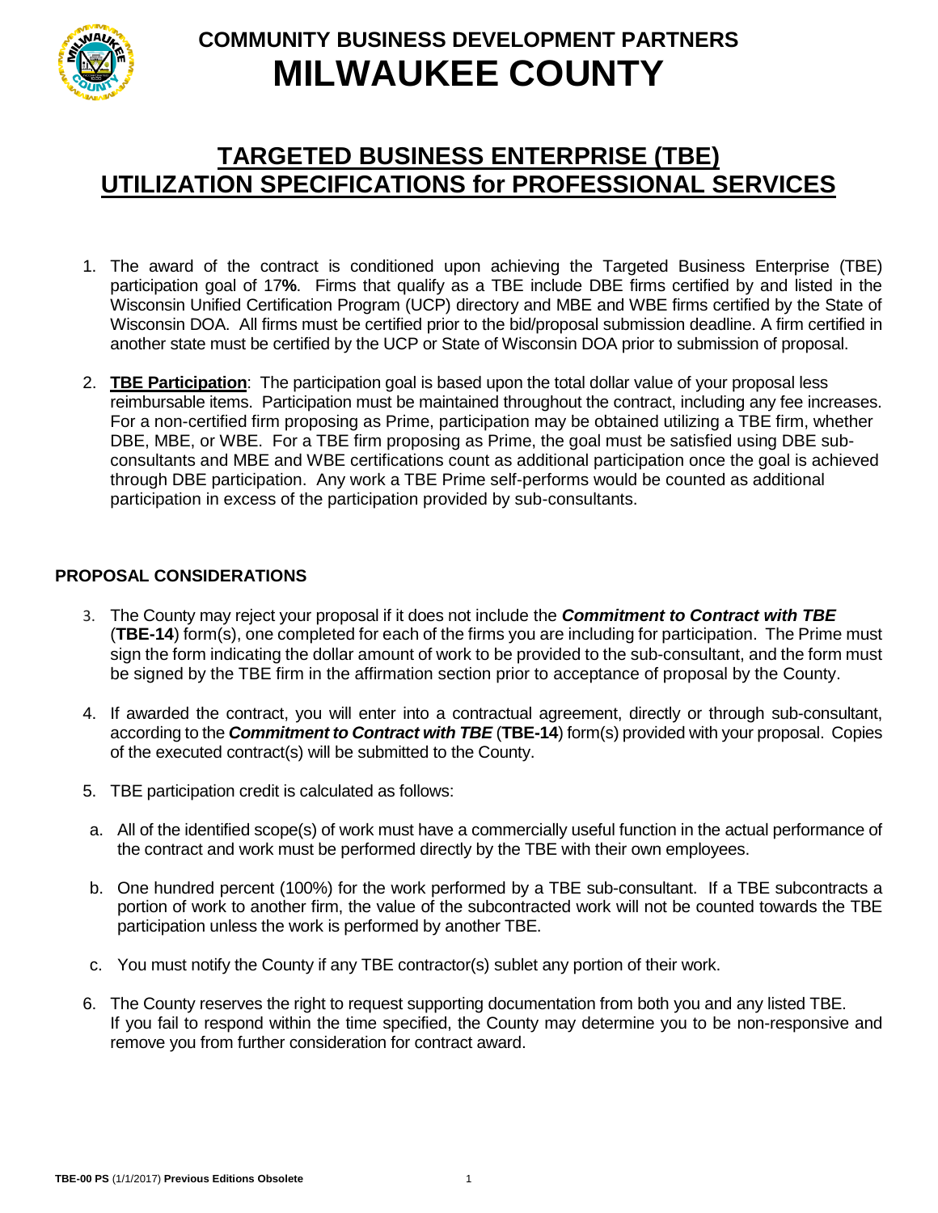# COMMUNITY BUSINESS DEVELOPMENT PARTNERS
# MILWAUKEE COUNTY

## TARGETED BUSINESS ENTERPRISE (TBE) UTILIZATION SPECIFICATIONS for PROFESSIONAL SERVICES

1. The award of the contract is conditioned upon achieving the Targeted Business Enterprise (TBE) participation goal of 17**%**. Firms that qualify as a TBE include DBE firms certified by and listed in the Wisconsin Unified Certification Program (UCP) directory and MBE and WBE firms certified by the State of Wisconsin DOA. All firms must be certified prior to the bid/proposal submission deadline. A firm certified in another state must be certified by the UCP or State of Wisconsin DOA prior to submission of proposal.

2. **TBE Participation**: The participation goal is based upon the total dollar value of your proposal less reimbursable items. Participation must be maintained throughout the contract, including any fee increases. For a non-certified firm proposing as Prime, participation may be obtained utilizing a TBE firm, whether DBE, MBE, or WBE. For a TBE firm proposing as Prime, the goal must be satisfied using DBE sub-consultants and MBE and WBE certifications count as additional participation once the goal is achieved through DBE participation. Any work a TBE Prime self-performs would be counted as additional participation in excess of the participation provided by sub-consultants.

### PROPOSAL CONSIDERATIONS

3. The County may reject your proposal if it does not include the ***Commitment to Contract with TBE*** (**TBE-14**) form(s), one completed for each of the firms you are including for participation. The Prime must sign the form indicating the dollar amount of work to be provided to the sub-consultant, and the form must be signed by the TBE firm in the affirmation section prior to acceptance of proposal by the County.

4. If awarded the contract, you will enter into a contractual agreement, directly or through sub-consultant, according to the ***Commitment to Contract with TBE*** (**TBE-14**) form(s) provided with your proposal. Copies of the executed contract(s) will be submitted to the County.

5. TBE participation credit is calculated as follows:

   a. All of the identified scope(s) of work must have a commercially useful function in the actual performance of the contract and work must be performed directly by the TBE with their own employees.

   b. One hundred percent (100%) for the work performed by a TBE sub-consultant. If a TBE subcontracts a portion of work to another firm, the value of the subcontracted work will not be counted towards the TBE participation unless the work is performed by another TBE.

   c. You must notify the County if any TBE contractor(s) sublet any portion of their work.

6. The County reserves the right to request supporting documentation from both you and any listed TBE. If you fail to respond within the time specified, the County may determine you to be non-responsive and remove you from further consideration for contract award.

**TBE-00 PS** (1/1/2017) **Previous Editions Obsolete**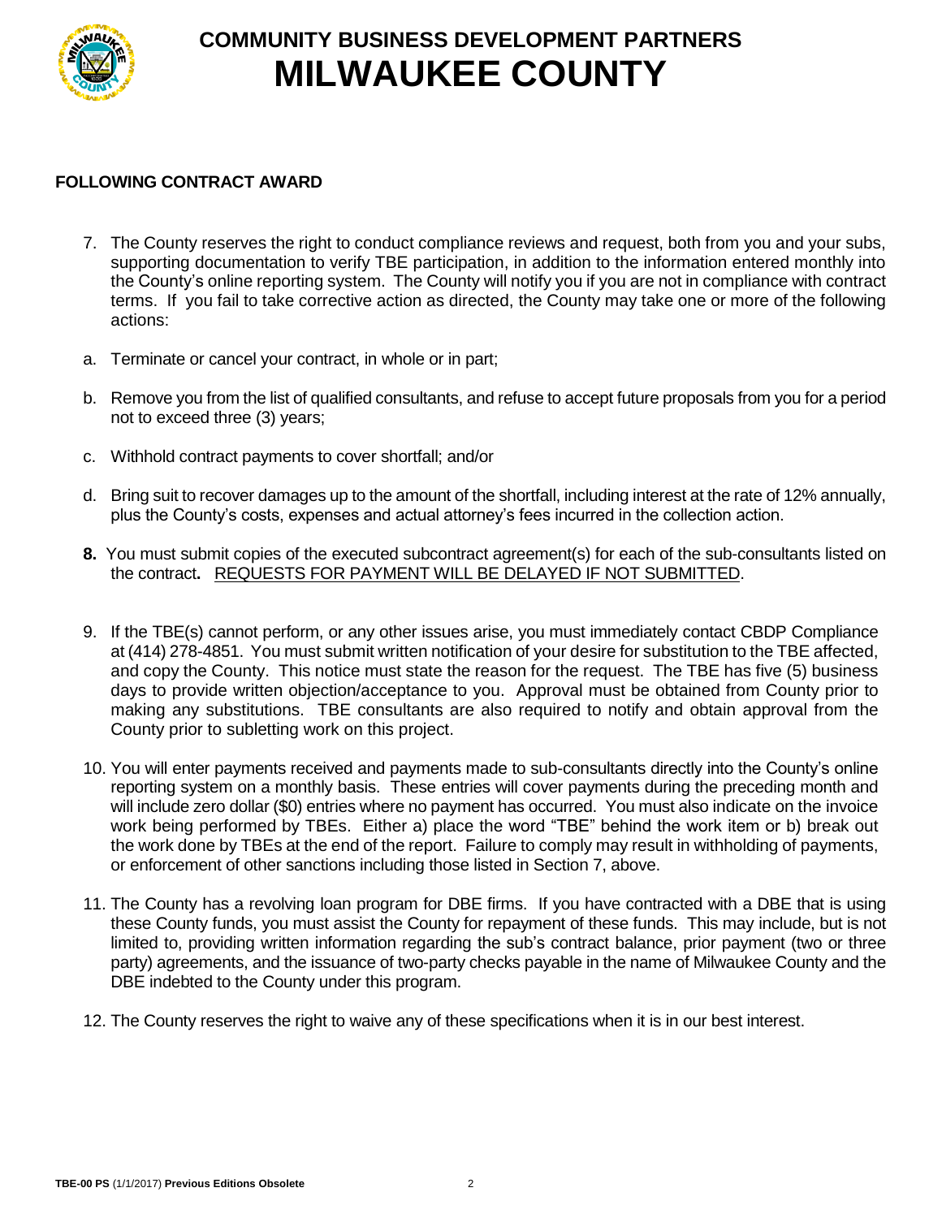# COMMUNITY BUSINESS DEVELOPMENT PARTNERS
# MILWAUKEE COUNTY

**FOLLOWING CONTRACT AWARD**

7. The County reserves the right to conduct compliance reviews and request, both from you and your subs, supporting documentation to verify TBE participation, in addition to the information entered monthly into the County's online reporting system. The County will notify you if you are not in compliance with contract terms. If you fail to take corrective action as directed, the County may take one or more of the following actions:

a. Terminate or cancel your contract, in whole or in part;

b. Remove you from the list of qualified consultants, and refuse to accept future proposals from you for a period not to exceed three (3) years;

c. Withhold contract payments to cover shortfall; and/or

d. Bring suit to recover damages up to the amount of the shortfall, including interest at the rate of 12% annually, plus the County's costs, expenses and actual attorney's fees incurred in the collection action.

**8.** You must submit copies of the executed subcontract agreement(s) for each of the sub-consultants listed on the contract**.** REQUESTS FOR PAYMENT WILL BE DELAYED IF NOT SUBMITTED.

9. If the TBE(s) cannot perform, or any other issues arise, you must immediately contact CBDP Compliance at (414) 278-4851. You must submit written notification of your desire for substitution to the TBE affected, and copy the County. This notice must state the reason for the request. The TBE has five (5) business days to provide written objection/acceptance to you. Approval must be obtained from County prior to making any substitutions. TBE consultants are also required to notify and obtain approval from the County prior to subletting work on this project.

10. You will enter payments received and payments made to sub-consultants directly into the County's online reporting system on a monthly basis. These entries will cover payments during the preceding month and will include zero dollar ($0) entries where no payment has occurred. You must also indicate on the invoice work being performed by TBEs. Either a) place the word "TBE" behind the work item or b) break out the work done by TBEs at the end of the report. Failure to comply may result in withholding of payments, or enforcement of other sanctions including those listed in Section 7, above.

11. The County has a revolving loan program for DBE firms. If you have contracted with a DBE that is using these County funds, you must assist the County for repayment of these funds. This may include, but is not limited to, providing written information regarding the sub's contract balance, prior payment (two or three party) agreements, and the issuance of two-party checks payable in the name of Milwaukee County and the DBE indebted to the County under this program.

12. The County reserves the right to waive any of these specifications when it is in our best interest.

**TBE-00 PS** (1/1/2017) **Previous Editions Obsolete**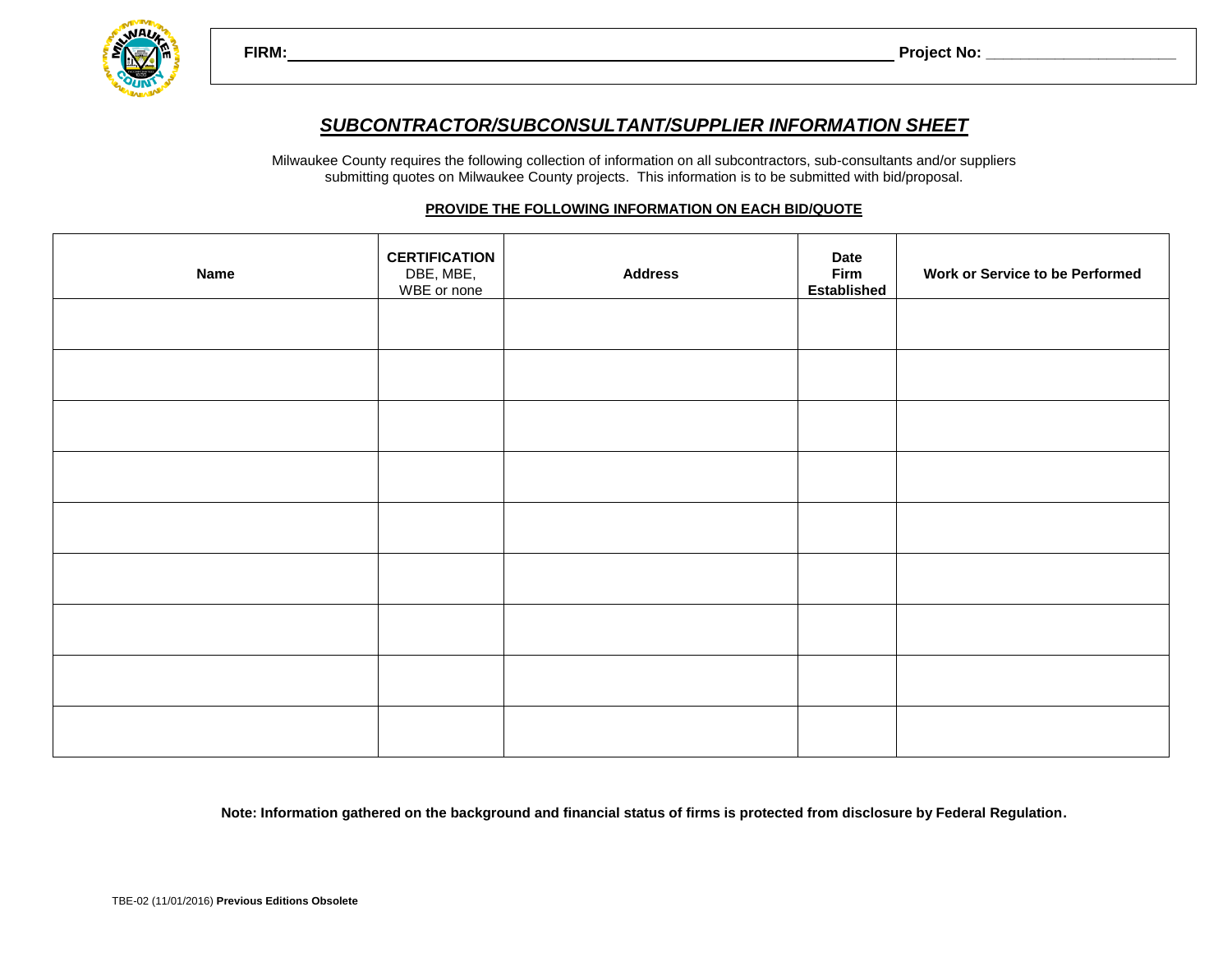**FIRM:** ________________________________________ **Project No:** ____________________

## *SUBCONTRACTOR/SUBCONSULTANT/SUPPLIER INFORMATION SHEET*

Milwaukee County requires the following collection of information on all subcontractors, sub-consultants and/or suppliers submitting quotes on Milwaukee County projects. This information is to be submitted with bid/proposal.

**PROVIDE THE FOLLOWING INFORMATION ON EACH BID/QUOTE**

| **Name** | **CERTIFICATION** DBE, MBE, WBE or none | **Address** | **Date Firm Established** | **Work or Service to be Performed** |
|---|---|---|---|---|
| | | | | |
| | | | | |
| | | | | |
| | | | | |
| | | | | |
| | | | | |
| | | | | |
| | | | | |
| | | | | |

**Note: Information gathered on the background and financial status of firms is protected from disclosure by Federal Regulation.**

TBE-02 (11/01/2016) **Previous Editions Obsolete**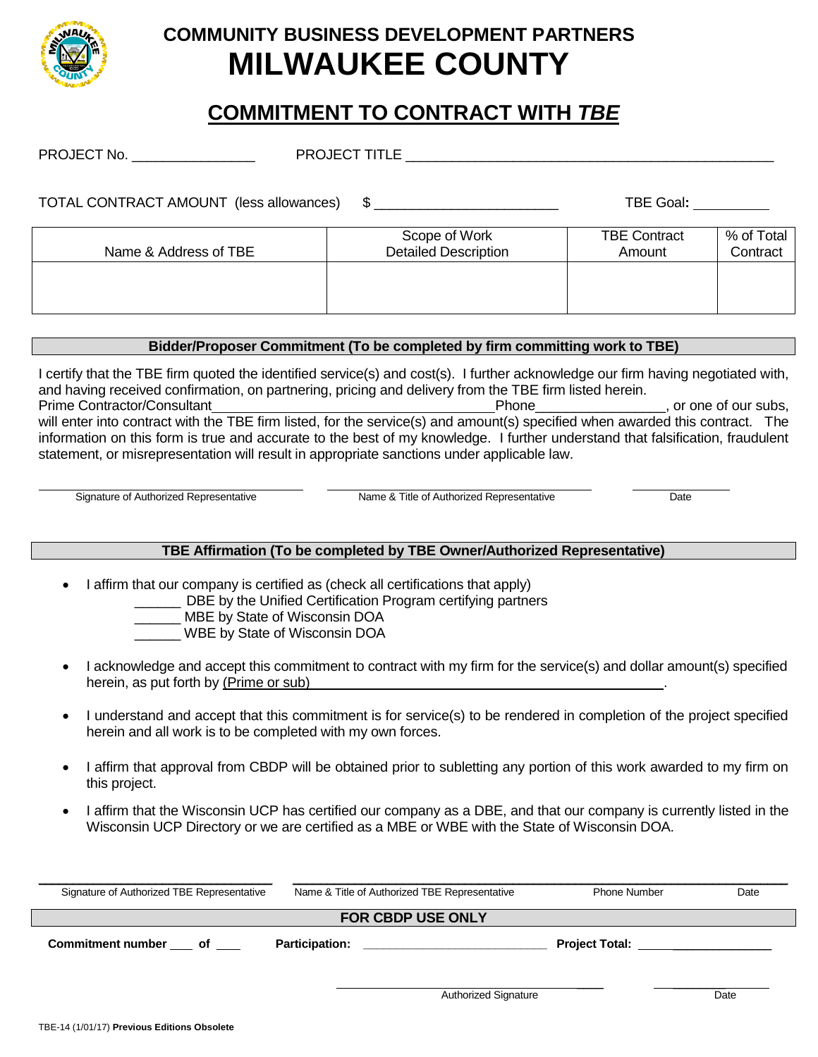# COMMUNITY BUSINESS DEVELOPMENT PARTNERS
# MILWAUKEE COUNTY

## COMMITMENT TO CONTRACT WITH *TBE*

PROJECT No. ________________ PROJECT TITLE ________________________________________________

TOTAL CONTRACT AMOUNT (less allowances) $ ________________________ TBE Goal: __________

| Name & Address of TBE | Scope of Work Detailed Description | TBE Contract Amount | % of Total Contract |
|---|---|---|---|
| | | | |

**Bidder/Proposer Commitment (To be completed by firm committing work to TBE)**

I certify that the TBE firm quoted the identified service(s) and cost(s). I further acknowledge our firm having negotiated with, and having received confirmation, on partnering, pricing and delivery from the TBE firm listed herein.
Prime Contractor/Consultant_____________________________________Phone________________, or one of our subs, will enter into contract with the TBE firm listed, for the service(s) and amount(s) specified when awarded this contract. The information on this form is true and accurate to the best of my knowledge. I further understand that falsification, fraudulent statement, or misrepresentation will result in appropriate sanctions under applicable law.

Signature of Authorized Representative ______________ Name & Title of Authorized Representative ______________ Date ______________

**TBE Affirmation (To be completed by TBE Owner/Authorized Representative)**

- I affirm that our company is certified as (check all certifications that apply)
  - ______ DBE by the Unified Certification Program certifying partners
  - ______ MBE by State of Wisconsin DOA
  - ______ WBE by State of Wisconsin DOA
- I acknowledge and accept this commitment to contract with my firm for the service(s) and dollar amount(s) specified herein, as put forth by (Prime or sub) ______________________________________________.
- I understand and accept that this commitment is for service(s) to be rendered in completion of the project specified herein and all work is to be completed with my own forces.
- I affirm that approval from CBDP will be obtained prior to subletting any portion of this work awarded to my firm on this project.
- I affirm that the Wisconsin UCP has certified our company as a DBE, and that our company is currently listed in the Wisconsin UCP Directory or we are certified as a MBE or WBE with the State of Wisconsin DOA.

Signature of Authorized TBE Representative ______________ Name & Title of Authorized TBE Representative ______________ Phone Number ______________ Date ______________

**FOR CBDP USE ONLY**

**Commitment number** ___ **of** ___ **Participation:** ____________________________ **Project Total:** ________________

Authorized Signature ______________ Date ______________

TBE-14 (1/01/17) **Previous Editions Obsolete**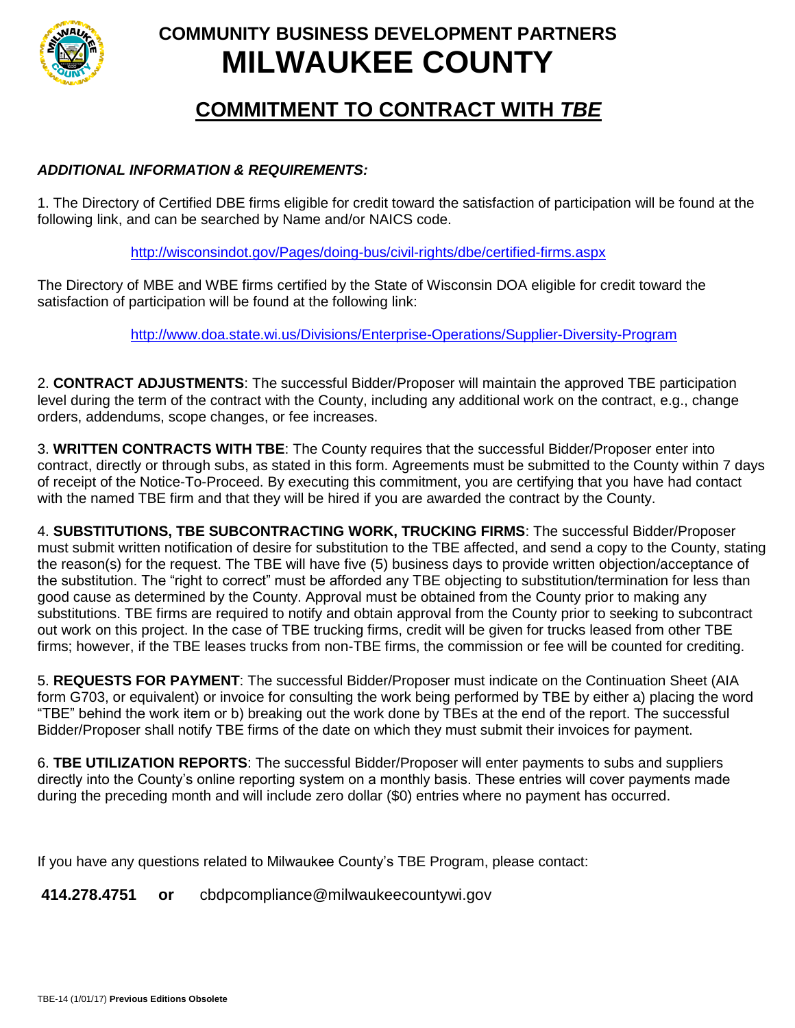# COMMUNITY BUSINESS DEVELOPMENT PARTNERS
# MILWAUKEE COUNTY

## COMMITMENT TO CONTRACT WITH *TBE*

***ADDITIONAL INFORMATION & REQUIREMENTS:***

1. The Directory of Certified DBE firms eligible for credit toward the satisfaction of participation will be found at the following link, and can be searched by Name and/or NAICS code.

http://wisconsindot.gov/Pages/doing-bus/civil-rights/dbe/certified-firms.aspx

The Directory of MBE and WBE firms certified by the State of Wisconsin DOA eligible for credit toward the satisfaction of participation will be found at the following link:

http://www.doa.state.wi.us/Divisions/Enterprise-Operations/Supplier-Diversity-Program

2. **CONTRACT ADJUSTMENTS**: The successful Bidder/Proposer will maintain the approved TBE participation level during the term of the contract with the County, including any additional work on the contract, e.g., change orders, addendums, scope changes, or fee increases.

3. **WRITTEN CONTRACTS WITH TBE**: The County requires that the successful Bidder/Proposer enter into contract, directly or through subs, as stated in this form. Agreements must be submitted to the County within 7 days of receipt of the Notice-To-Proceed. By executing this commitment, you are certifying that you have had contact with the named TBE firm and that they will be hired if you are awarded the contract by the County.

4. **SUBSTITUTIONS, TBE SUBCONTRACTING WORK, TRUCKING FIRMS**: The successful Bidder/Proposer must submit written notification of desire for substitution to the TBE affected, and send a copy to the County, stating the reason(s) for the request. The TBE will have five (5) business days to provide written objection/acceptance of the substitution. The "right to correct" must be afforded any TBE objecting to substitution/termination for less than good cause as determined by the County. Approval must be obtained from the County prior to making any substitutions. TBE firms are required to notify and obtain approval from the County prior to seeking to subcontract out work on this project. In the case of TBE trucking firms, credit will be given for trucks leased from other TBE firms; however, if the TBE leases trucks from non-TBE firms, the commission or fee will be counted for crediting.

5. **REQUESTS FOR PAYMENT**: The successful Bidder/Proposer must indicate on the Continuation Sheet (AIA form G703, or equivalent) or invoice for consulting the work being performed by TBE by either a) placing the word "TBE" behind the work item or b) breaking out the work done by TBEs at the end of the report. The successful Bidder/Proposer shall notify TBE firms of the date on which they must submit their invoices for payment.

6. **TBE UTILIZATION REPORTS**: The successful Bidder/Proposer will enter payments to subs and suppliers directly into the County's online reporting system on a monthly basis. These entries will cover payments made during the preceding month and will include zero dollar ($0) entries where no payment has occurred.

If you have any questions related to Milwaukee County's TBE Program, please contact:

**414.278.4751** **or** cbdpcompliance@milwaukeecountywi.gov

TBE-14 (1/01/17) **Previous Editions Obsolete**